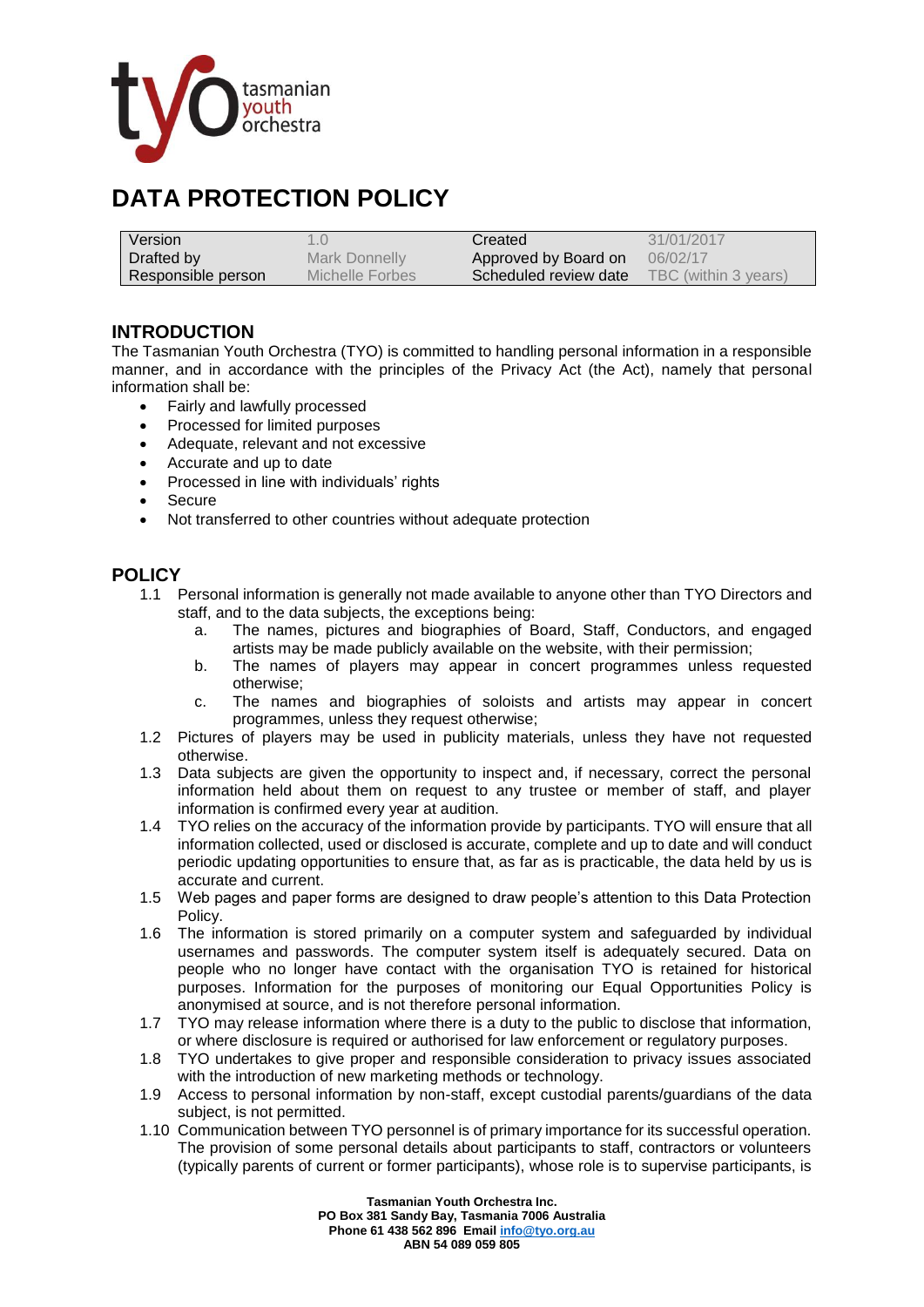# DATA PROTECTION POLICY

| Version | 1.0 | Created | 31/01/2017 |
|---|---|---|---|
| Drafted by | Mark Donnelly | Approved by Board on | 06/02/17 |
| Responsible person | Michelle Forbes | Scheduled review date | TBC (within 3 years) |

## INTRODUCTION

The Tasmanian Youth Orchestra (TYO) is committed to handling personal information in a responsible manner, and in accordance with the principles of the Privacy Act (the Act), namely that personal information shall be:

- Fairly and lawfully processed
- Processed for limited purposes
- Adequate, relevant and not excessive
- Accurate and up to date
- Processed in line with individuals' rights
- Secure
- Not transferred to other countries without adequate protection

## POLICY

1.1 Personal information is generally not made available to anyone other than TYO Directors and staff, and to the data subjects, the exceptions being:
   a. The names, pictures and biographies of Board, Staff, Conductors, and engaged artists may be made publicly available on the website, with their permission;
   b. The names of players may appear in concert programmes unless requested otherwise;
   c. The names and biographies of soloists and artists may appear in concert programmes, unless they request otherwise;

1.2 Pictures of players may be used in publicity materials, unless they have not requested otherwise.

1.3 Data subjects are given the opportunity to inspect and, if necessary, correct the personal information held about them on request to any trustee or member of staff, and player information is confirmed every year at audition.

1.4 TYO relies on the accuracy of the information provide by participants. TYO will ensure that all information collected, used or disclosed is accurate, complete and up to date and will conduct periodic updating opportunities to ensure that, as far as is practicable, the data held by us is accurate and current.

1.5 Web pages and paper forms are designed to draw people's attention to this Data Protection Policy.

1.6 The information is stored primarily on a computer system and safeguarded by individual usernames and passwords. The computer system itself is adequately secured. Data on people who no longer have contact with the organisation TYO is retained for historical purposes. Information for the purposes of monitoring our Equal Opportunities Policy is anonymised at source, and is not therefore personal information.

1.7 TYO may release information where there is a duty to the public to disclose that information, or where disclosure is required or authorised for law enforcement or regulatory purposes.

1.8 TYO undertakes to give proper and responsible consideration to privacy issues associated with the introduction of new marketing methods or technology.

1.9 Access to personal information by non-staff, except custodial parents/guardians of the data subject, is not permitted.

1.10 Communication between TYO personnel is of primary importance for its successful operation. The provision of some personal details about participants to staff, contractors or volunteers (typically parents of current or former participants), whose role is to supervise participants, is

**Tasmanian Youth Orchestra Inc.**
**PO Box 381 Sandy Bay, Tasmania 7006 Australia**
**Phone 61 438 562 896 Email info@tyo.org.au**
**ABN 54 089 059 805**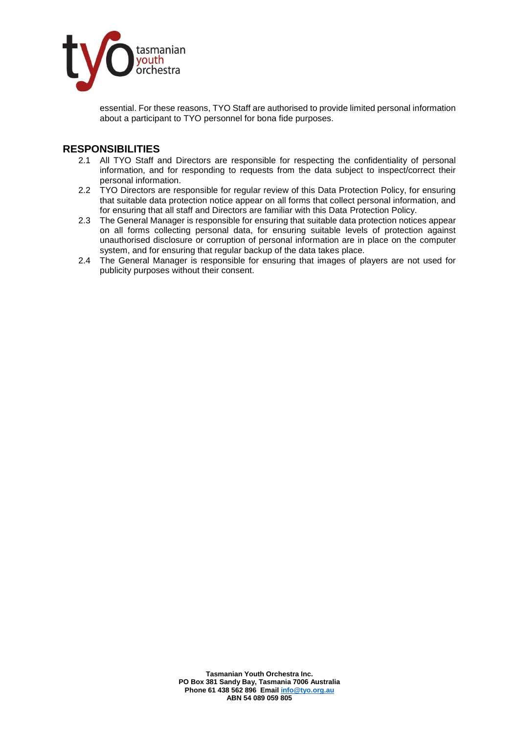essential. For these reasons, TYO Staff are authorised to provide limited personal information about a participant to TYO personnel for bona fide purposes.

## RESPONSIBILITIES

2.1 All TYO Staff and Directors are responsible for respecting the confidentiality of personal information, and for responding to requests from the data subject to inspect/correct their personal information.

2.2 TYO Directors are responsible for regular review of this Data Protection Policy, for ensuring that suitable data protection notice appear on all forms that collect personal information, and for ensuring that all staff and Directors are familiar with this Data Protection Policy.

2.3 The General Manager is responsible for ensuring that suitable data protection notices appear on all forms collecting personal data, for ensuring suitable levels of protection against unauthorised disclosure or corruption of personal information are in place on the computer system, and for ensuring that regular backup of the data takes place.

2.4 The General Manager is responsible for ensuring that images of players are not used for publicity purposes without their consent.